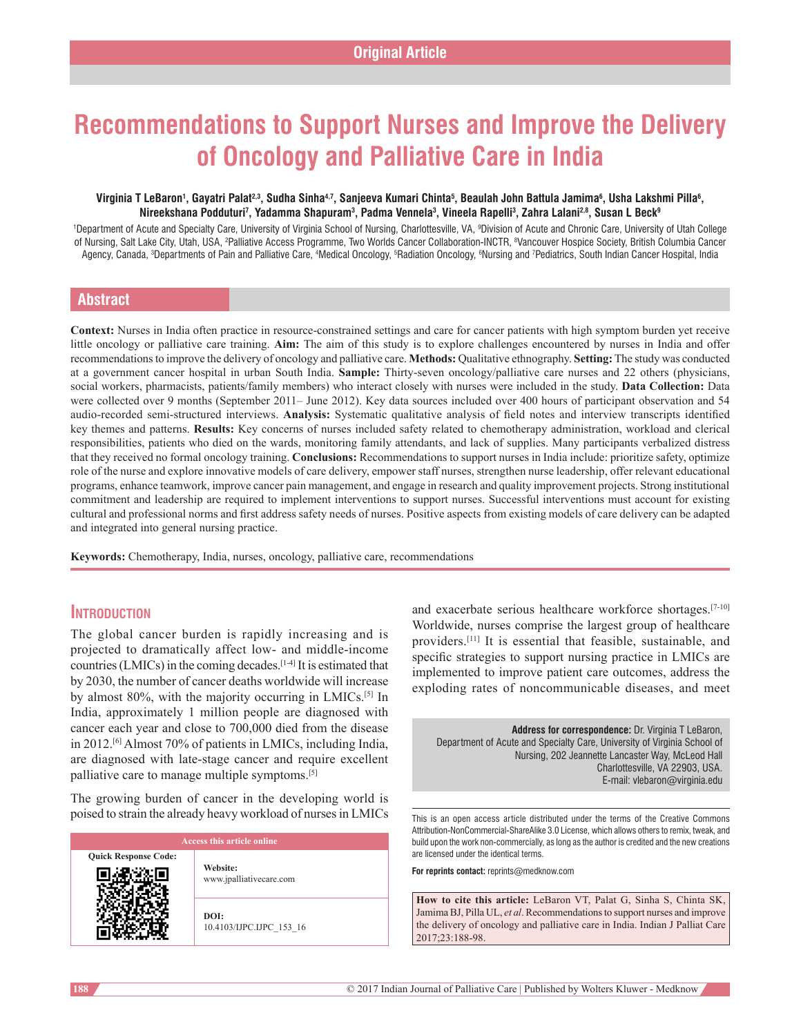Original Article

# Recommendations to Support Nurses and Improve the Delivery of Oncology and Palliative Care in India

**Virginia T LeBaron[1], Gayatri Palat[2,3], Sudha Sinha[4,7], Sanjeeva Kumari Chinta[5], Beaulah John Battula Jamima[6], Usha Lakshmi Pilla[6], Nireekshana Podduturi[7], Yadamma Shapuram[3], Padma Vennela[3], Vineela Rapelli[3], Zahra Lalani[2,8], Susan L Beck[9]**

[1]Department of Acute and Specialty Care, University of Virginia School of Nursing, Charlottesville, VA, [9]Division of Acute and Chronic Care, University of Utah College of Nursing, Salt Lake City, Utah, USA, [2]Palliative Access Programme, Two Worlds Cancer Collaboration-INCTR, [8]Vancouver Hospice Society, British Columbia Cancer Agency, Canada, [3]Departments of Pain and Palliative Care, [4]Medical Oncology, [5]Radiation Oncology, [6]Nursing and [7]Pediatrics, South Indian Cancer Hospital, India

## Abstract

**Context:** Nurses in India often practice in resource-constrained settings and care for cancer patients with high symptom burden yet receive little oncology or palliative care training. **Aim:** The aim of this study is to explore challenges encountered by nurses in India and offer recommendations to improve the delivery of oncology and palliative care. **Methods:** Qualitative ethnography. **Setting:** The study was conducted at a government cancer hospital in urban South India. **Sample:** Thirty-seven oncology/palliative care nurses and 22 others (physicians, social workers, pharmacists, patients/family members) who interact closely with nurses were included in the study. **Data Collection:** Data were collected over 9 months (September 2011– June 2012). Key data sources included over 400 hours of participant observation and 54 audio-recorded semi-structured interviews. **Analysis:** Systematic qualitative analysis of field notes and interview transcripts identified key themes and patterns. **Results:** Key concerns of nurses included safety related to chemotherapy administration, workload and clerical responsibilities, patients who died on the wards, monitoring family attendants, and lack of supplies. Many participants verbalized distress that they received no formal oncology training. **Conclusions:** Recommendations to support nurses in India include: prioritize safety, optimize role of the nurse and explore innovative models of care delivery, empower staff nurses, strengthen nurse leadership, offer relevant educational programs, enhance teamwork, improve cancer pain management, and engage in research and quality improvement projects. Strong institutional commitment and leadership are required to implement interventions to support nurses. Successful interventions must account for existing cultural and professional norms and first address safety needs of nurses. Positive aspects from existing models of care delivery can be adapted and integrated into general nursing practice.

**Keywords:** Chemotherapy, India, nurses, oncology, palliative care, recommendations

## Introduction

The global cancer burden is rapidly increasing and is projected to dramatically affect low- and middle-income countries (LMICs) in the coming decades.[1-4] It is estimated that by 2030, the number of cancer deaths worldwide will increase by almost 80%, with the majority occurring in LMICs.[5] In India, approximately 1 million people are diagnosed with cancer each year and close to 700,000 died from the disease in 2012.[6] Almost 70% of patients in LMICs, including India, are diagnosed with late-stage cancer and require excellent palliative care to manage multiple symptoms.[5]

The growing burden of cancer in the developing world is poised to strain the already heavy workload of nurses in LMICs and exacerbate serious healthcare workforce shortages.[7-10] Worldwide, nurses comprise the largest group of healthcare providers.[11] It is essential that feasible, sustainable, and specific strategies to support nursing practice in LMICs are implemented to improve patient care outcomes, address the exploding rates of noncommunicable diseases, and meet

| Access this article online | |
|---|---|
| Quick Response Code: | **Website:** www.jpalliativecare.com |
| | **DOI:** 10.4103/IJPC.IJPC_153_16 |

**Address for correspondence:** Dr. Virginia T LeBaron, Department of Acute and Specialty Care, University of Virginia School of Nursing, 202 Jeannette Lancaster Way, McLeod Hall Charlottesville, VA 22903, USA. E-mail: vlebaron@virginia.edu

This is an open access article distributed under the terms of the Creative Commons Attribution-NonCommercial-ShareAlike 3.0 License, which allows others to remix, tweak, and build upon the work non-commercially, as long as the author is credited and the new creations are licensed under the identical terms.

**For reprints contact:** reprints@medknow.com

**How to cite this article:** LeBaron VT, Palat G, Sinha S, Chinta SK, Jamima BJ, Pilla UL, *et al*. Recommendations to support nurses and improve the delivery of oncology and palliative care in India. Indian J Palliat Care 2017;23:188-98.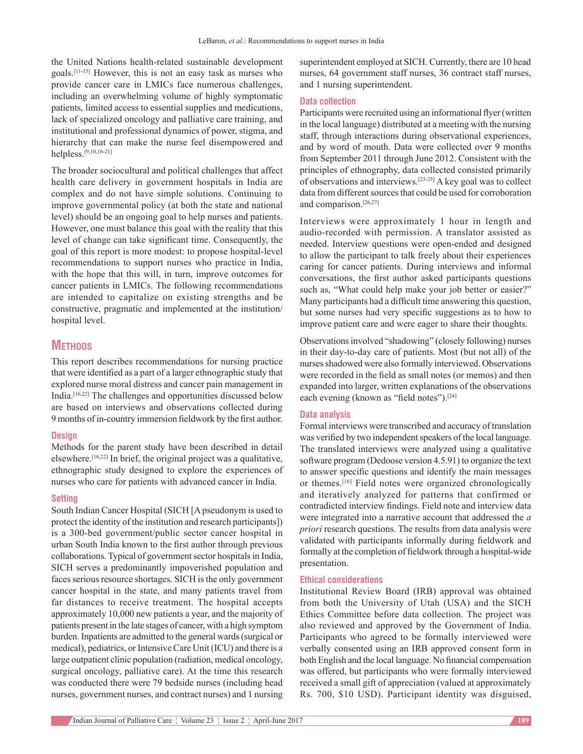the United Nations health-related sustainable development goals.[11-15] However, this is not an easy task as nurses who provide cancer care in LMICs face numerous challenges, including an overwhelming volume of highly symptomatic patients, limited access to essential supplies and medications, lack of specialized oncology and palliative care training, and institutional and professional dynamics of power, stigma, and hierarchy that can make the nurse feel disempowered and helpless.[9,10,16-21]

The broader sociocultural and political challenges that affect health care delivery in government hospitals in India are complex and do not have simple solutions. Continuing to improve governmental policy (at both the state and national level) should be an ongoing goal to help nurses and patients. However, one must balance this goal with the reality that this level of change can take significant time. Consequently, the goal of this report is more modest: to propose hospital-level recommendations to support nurses who practice in India, with the hope that this will, in turn, improve outcomes for cancer patients in LMICs. The following recommendations are intended to capitalize on existing strengths and be constructive, pragmatic and implemented at the institution/hospital level.

## Methods

This report describes recommendations for nursing practice that were identified as a part of a larger ethnographic study that explored nurse moral distress and cancer pain management in India.[16,22] The challenges and opportunities discussed below are based on interviews and observations collected during 9 months of in-country immersion fieldwork by the first author.

### Design

Methods for the parent study have been described in detail elsewhere.[16,22] In brief, the original project was a qualitative, ethnographic study designed to explore the experiences of nurses who care for patients with advanced cancer in India.

### Setting

South Indian Cancer Hospital (SICH [A pseudonym is used to protect the identity of the institution and research participants]) is a 300-bed government/public sector cancer hospital in urban South India known to the first author through previous collaborations. Typical of government sector hospitals in India, SICH serves a predominantly impoverished population and faces serious resource shortages. SICH is the only government cancer hospital in the state, and many patients travel from far distances to receive treatment. The hospital accepts approximately 10,000 new patients a year, and the majority of patients present in the late stages of cancer, with a high symptom burden. Inpatients are admitted to the general wards (surgical or medical), pediatrics, or Intensive Care Unit (ICU) and there is a large outpatient clinic population (radiation, medical oncology, surgical oncology, palliative care). At the time this research was conducted there were 79 bedside nurses (including head nurses, government nurses, and contract nurses) and 1 nursing superintendent employed at SICH. Currently, there are 10 head nurses, 64 government staff nurses, 36 contract staff nurses, and 1 nursing superintendent.

### Data collection

Participants were recruited using an informational flyer (written in the local language) distributed at a meeting with the nursing staff, through interactions during observational experiences, and by word of mouth. Data were collected over 9 months from September 2011 through June 2012. Consistent with the principles of ethnography, data collected consisted primarily of observations and interviews.[23-25] A key goal was to collect data from different sources that could be used for corroboration and comparison.[26,27]

Interviews were approximately 1 hour in length and audio-recorded with permission. A translator assisted as needed. Interview questions were open-ended and designed to allow the participant to talk freely about their experiences caring for cancer patients. During interviews and informal conversations, the first author asked participants questions such as, "What could help make your job better or easier?" Many participants had a difficult time answering this question, but some nurses had very specific suggestions as to how to improve patient care and were eager to share their thoughts.

Observations involved "shadowing" (closely following) nurses in their day-to-day care of patients. Most (but not all) of the nurses shadowed were also formally interviewed. Observations were recorded in the field as small notes (or memos) and then expanded into larger, written explanations of the observations each evening (known as "field notes").[24]

### Data analysis

Formal interviews were transcribed and accuracy of translation was verified by two independent speakers of the local language. The translated interviews were analyzed using a qualitative software program (Dedoose version 4.5.91) to organize the text to answer specific questions and identify the main messages or themes.[16] Field notes were organized chronologically and iteratively analyzed for patterns that confirmed or contradicted interview findings. Field note and interview data were integrated into a narrative account that addressed the *a priori* research questions. The results from data analysis were validated with participants informally during fieldwork and formally at the completion of fieldwork through a hospital-wide presentation.

### Ethical considerations

Institutional Review Board (IRB) approval was obtained from both the University of Utah (USA) and the SICH Ethics Committee before data collection. The project was also reviewed and approved by the Government of India. Participants who agreed to be formally interviewed were verbally consented using an IRB approved consent form in both English and the local language. No financial compensation was offered, but participants who were formally interviewed received a small gift of appreciation (valued at approximately Rs. 700, $10 USD). Participant identity was disguised,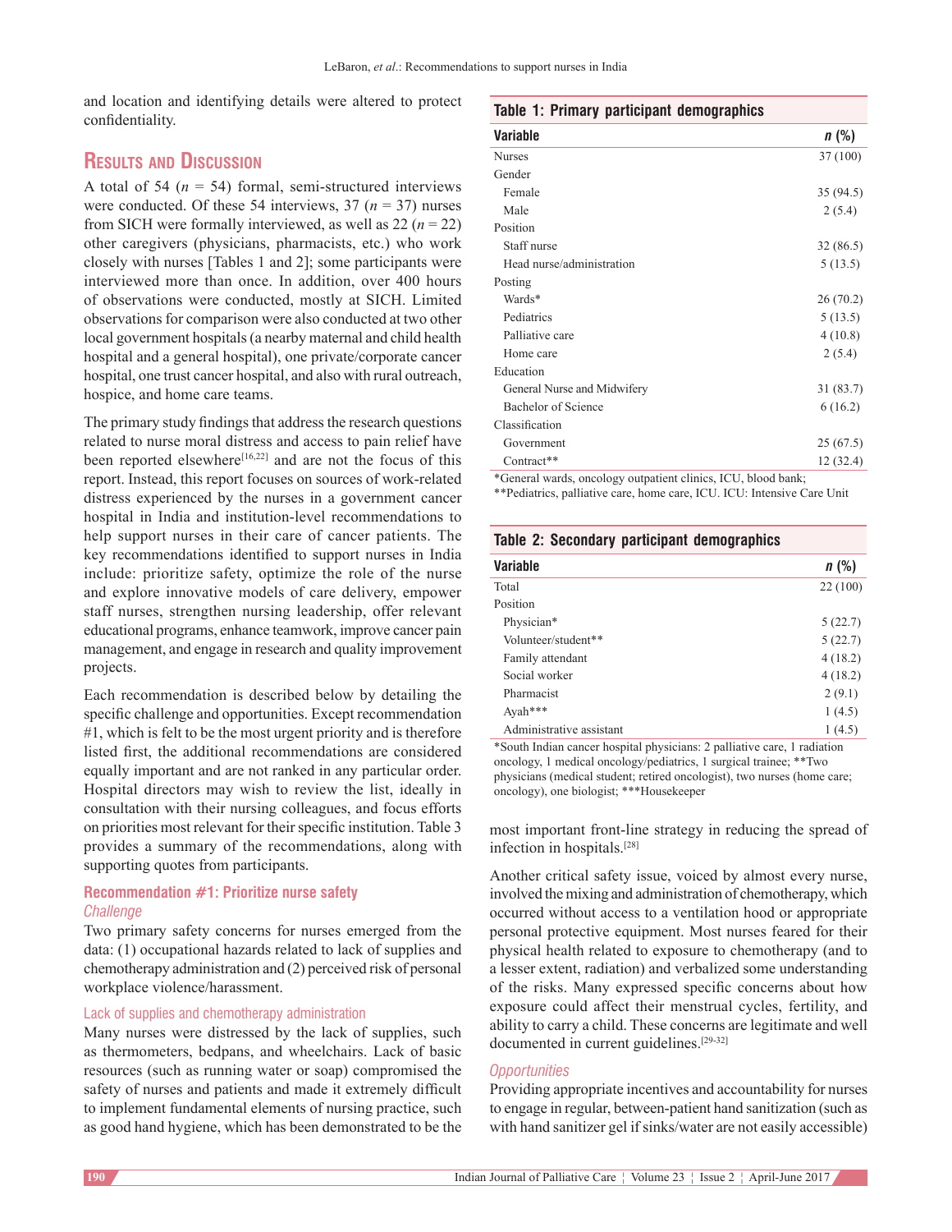and location and identifying details were altered to protect confidentiality.

## Results and Discussion

A total of 54 ($n$ = 54) formal, semi-structured interviews were conducted. Of these 54 interviews, 37 ($n$ = 37) nurses from SICH were formally interviewed, as well as 22 ($n$ = 22) other caregivers (physicians, pharmacists, etc.) who work closely with nurses [Tables 1 and 2]; some participants were interviewed more than once. In addition, over 400 hours of observations were conducted, mostly at SICH. Limited observations for comparison were also conducted at two other local government hospitals (a nearby maternal and child health hospital and a general hospital), one private/corporate cancer hospital, one trust cancer hospital, and also with rural outreach, hospice, and home care teams.

The primary study findings that address the research questions related to nurse moral distress and access to pain relief have been reported elsewhere[16,22] and are not the focus of this report. Instead, this report focuses on sources of work-related distress experienced by the nurses in a government cancer hospital in India and institution-level recommendations to help support nurses in their care of cancer patients. The key recommendations identified to support nurses in India include: prioritize safety, optimize the role of the nurse and explore innovative models of care delivery, empower staff nurses, strengthen nursing leadership, offer relevant educational programs, enhance teamwork, improve cancer pain management, and engage in research and quality improvement projects.

Each recommendation is described below by detailing the specific challenge and opportunities. Except recommendation #1, which is felt to be the most urgent priority and is therefore listed first, the additional recommendations are considered equally important and are not ranked in any particular order. Hospital directors may wish to review the list, ideally in consultation with their nursing colleagues, and focus efforts on priorities most relevant for their specific institution. Table 3 provides a summary of the recommendations, along with supporting quotes from participants.

**Table 1: Primary participant demographics**

| Variable | n (%) |
|---|---|
| Nurses | 37 (100) |
| Gender | |
| Female | 35 (94.5) |
| Male | 2 (5.4) |
| Position | |
| Staff nurse | 32 (86.5) |
| Head nurse/administration | 5 (13.5) |
| Posting | |
| Wards* | 26 (70.2) |
| Pediatrics | 5 (13.5) |
| Palliative care | 4 (10.8) |
| Home care | 2 (5.4) |
| Education | |
| General Nurse and Midwifery | 31 (83.7) |
| Bachelor of Science | 6 (16.2) |
| Classification | |
| Government | 25 (67.5) |
| Contract** | 12 (32.4) |

*General wards, oncology outpatient clinics, ICU, blood bank; **Pediatrics, palliative care, home care, ICU. ICU: Intensive Care Unit

**Table 2: Secondary participant demographics**

| Variable | n (%) |
|---|---|
| Total | 22 (100) |
| Position | |
| Physician* | 5 (22.7) |
| Volunteer/student** | 5 (22.7) |
| Family attendant | 4 (18.2) |
| Social worker | 4 (18.2) |
| Pharmacist | 2 (9.1) |
| Ayah*** | 1 (4.5) |
| Administrative assistant | 1 (4.5) |

*South Indian cancer hospital physicians: 2 palliative care, 1 radiation oncology, 1 medical oncology/pediatrics, 1 surgical trainee; **Two physicians (medical student; retired oncologist), two nurses (home care; oncology), one biologist; ***Housekeeper

### Recommendation #1: Prioritize nurse safety

#### *Challenge*

Two primary safety concerns for nurses emerged from the data: (1) occupational hazards related to lack of supplies and chemotherapy administration and (2) perceived risk of personal workplace violence/harassment.

#### Lack of supplies and chemotherapy administration

Many nurses were distressed by the lack of supplies, such as thermometers, bedpans, and wheelchairs. Lack of basic resources (such as running water or soap) compromised the safety of nurses and patients and made it extremely difficult to implement fundamental elements of nursing practice, such as good hand hygiene, which has been demonstrated to be the most important front-line strategy in reducing the spread of infection in hospitals.[28]

Another critical safety issue, voiced by almost every nurse, involved the mixing and administration of chemotherapy, which occurred without access to a ventilation hood or appropriate personal protective equipment. Most nurses feared for their physical health related to exposure to chemotherapy (and to a lesser extent, radiation) and verbalized some understanding of the risks. Many expressed specific concerns about how exposure could affect their menstrual cycles, fertility, and ability to carry a child. These concerns are legitimate and well documented in current guidelines.[29-32]

#### *Opportunities*

Providing appropriate incentives and accountability for nurses to engage in regular, between-patient hand sanitization (such as with hand sanitizer gel if sinks/water are not easily accessible)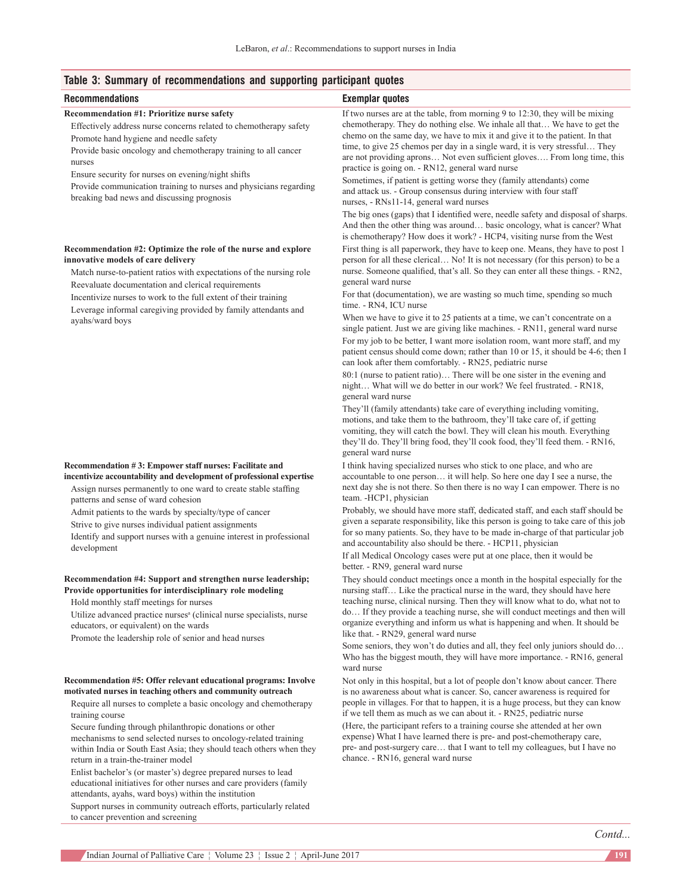**Table 3: Summary of recommendations and supporting participant quotes**

| Recommendations | Exemplar quotes |
|---|---|
| **Recommendation #1: Prioritize nurse safety**<br>Effectively address nurse concerns related to chemotherapy safety<br>Promote hand hygiene and needle safety<br>Provide basic oncology and chemotherapy training to all cancer nurses<br>Ensure security for nurses on evening/night shifts<br>Provide communication training to nurses and physicians regarding breaking bad news and discussing prognosis | If two nurses are at the table, from morning 9 to 12:30, they will be mixing chemotherapy. They do nothing else. We inhale all that… We have to get the chemo on the same day, we have to mix it and give it to the patient. In that time, to give 25 chemos per day in a single ward, it is very stressful… They are not providing aprons… Not even sufficient gloves…. From long time, this practice is going on. - RN12, general ward nurse<br>Sometimes, if patient is getting worse they (family attendants) come and attack us. - Group consensus during interview with four staff nurses, - RNs11-14, general ward nurses<br>The big ones (gaps) that I identified were, needle safety and disposal of sharps. And then the other thing was around… basic oncology, what is cancer? What is chemotherapy? How does it work? - HCP4, visiting nurse from the West |
| **Recommendation #2: Optimize the role of the nurse and explore innovative models of care delivery**<br>Match nurse-to-patient ratios with expectations of the nursing role<br>Reevaluate documentation and clerical requirements<br>Incentivize nurses to work to the full extent of their training<br>Leverage informal caregiving provided by family attendants and ayahs/ward boys | First thing is all paperwork, they have to keep one. Means, they have to post 1 person for all these clerical… No! It is not necessary (for this person) to be a nurse. Someone qualified, that's all. So they can enter all these things. - RN2, general ward nurse<br>For that (documentation), we are wasting so much time, spending so much time. - RN4, ICU nurse<br>When we have to give it to 25 patients at a time, we can't concentrate on a single patient. Just we are giving like machines. - RN11, general ward nurse<br>For my job to be better, I want more isolation room, want more staff, and my patient census should come down; rather than 10 or 15, it should be 4-6; then I can look after them comfortably. - RN25, pediatric nurse<br>80:1 (nurse to patient ratio)… There will be one sister in the evening and night… What will we do better in our work? We feel frustrated. - RN18, general ward nurse<br>They'll (family attendants) take care of everything including vomiting, motions, and take them to the bathroom, they'll take care of, if getting vomiting, they will catch the bowl. They will clean his mouth. Everything they'll do. They'll bring food, they'll cook food, they'll feed them. - RN16, general ward nurse |
| **Recommendation # 3: Empower staff nurses: Facilitate and incentivize accountability and development of professional expertise**<br>Assign nurses permanently to one ward to create stable staffing patterns and sense of ward cohesion<br>Admit patients to the wards by specialty/type of cancer<br>Strive to give nurses individual patient assignments<br>Identify and support nurses with a genuine interest in professional development | I think having specialized nurses who stick to one place, and who are accountable to one person… it will help. So here one day I see a nurse, the next day she is not there. So then there is no way I can empower. There is no team. -HCP1, physician<br>Probably, we should have more staff, dedicated staff, and each staff should be given a separate responsibility, like this person is going to take care of this job for so many patients. So, they have to be made in-charge of that particular job and accountability also should be there. - HCP11, physician<br>If all Medical Oncology cases were put at one place, then it would be better. - RN9, general ward nurse |
| **Recommendation #4: Support and strengthen nurse leadership; Provide opportunities for interdisciplinary role modeling**<br>Hold monthly staff meetings for nurses<br>Utilize advanced practice nurses[a] (clinical nurse specialists, nurse educators, or equivalent) on the wards<br>Promote the leadership role of senior and head nurses | They should conduct meetings once a month in the hospital especially for the nursing staff… Like the practical nurse in the ward, they should have here teaching nurse, clinical nursing. Then they will know what to do, what not to do… If they provide a teaching nurse, she will conduct meetings and then will organize everything and inform us what is happening and when. It should be like that. - RN29, general ward nurse<br>Some seniors, they won't do duties and all, they feel only juniors should do… Who has the biggest mouth, they will have more importance. - RN16, general ward nurse |
| **Recommendation #5: Offer relevant educational programs: Involve motivated nurses in teaching others and community outreach**<br>Require all nurses to complete a basic oncology and chemotherapy training course<br>Secure funding through philanthropic donations or other mechanisms to send selected nurses to oncology-related training within India or South East Asia; they should teach others when they return in a train-the-trainer model<br>Enlist bachelor's (or master's) degree prepared nurses to lead educational initiatives for other nurses and care providers (family attendants, ayahs, ward boys) within the institution<br>Support nurses in community outreach efforts, particularly related to cancer prevention and screening | Not only in this hospital, but a lot of people don't know about cancer. There is no awareness about what is cancer. So, cancer awareness is required for people in villages. For that to happen, it is a huge process, but they can know if we tell them as much as we can about it. - RN25, pediatric nurse<br>(Here, the participant refers to a training course she attended at her own expense) What I have learned there is pre- and post-chemotherapy care, pre- and post-surgery care… that I want to tell my colleagues, but I have no chance. - RN16, general ward nurse |

*Contd...*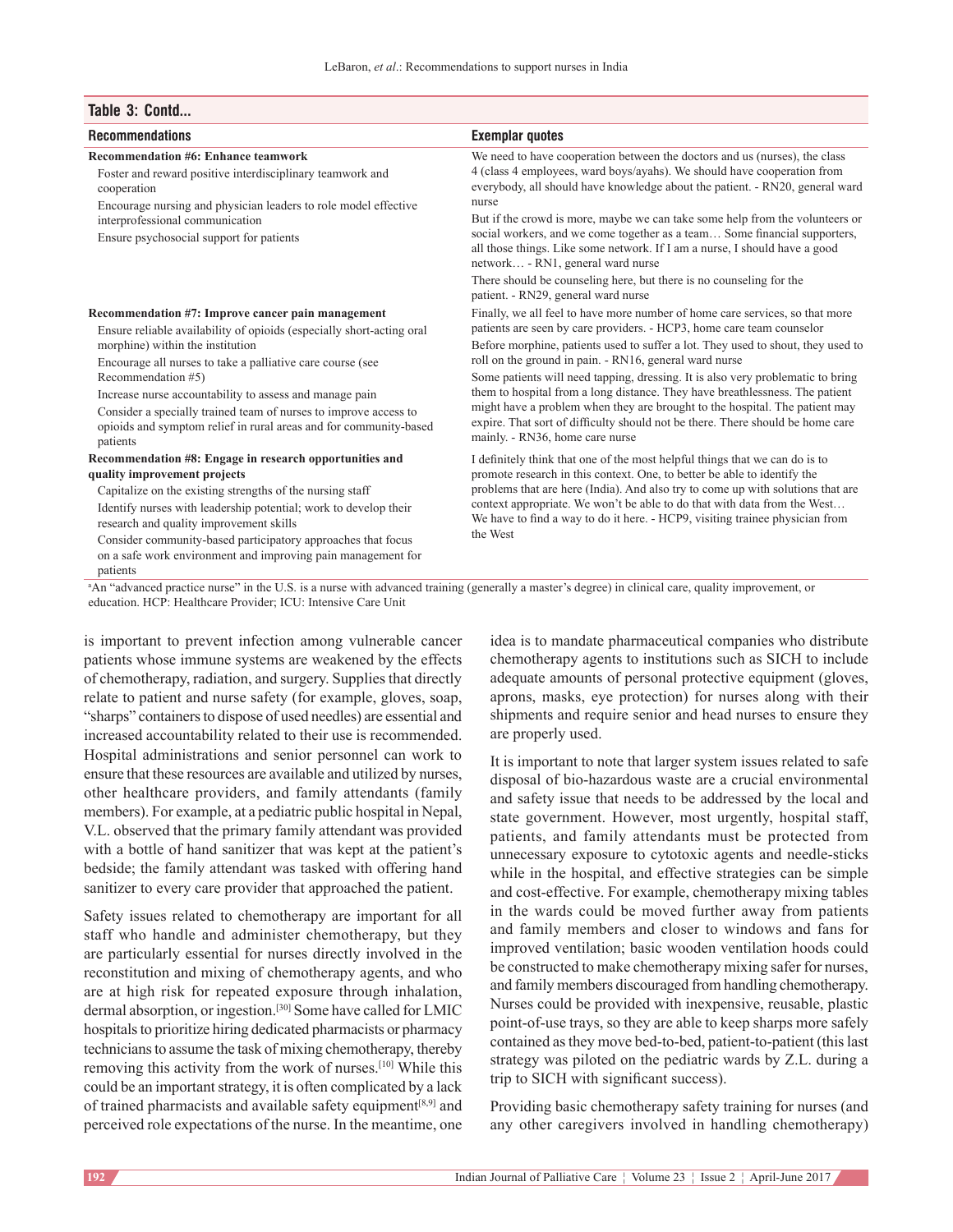**Table 3: Contd...**

| Recommendations | Exemplar quotes |
|---|---|
| **Recommendation #6: Enhance teamwork**<br>Foster and reward positive interdisciplinary teamwork and cooperation<br>Encourage nursing and physician leaders to role model effective interprofessional communication<br>Ensure psychosocial support for patients | We need to have cooperation between the doctors and us (nurses), the class 4 (class 4 employees, ward boys/ayahs). We should have cooperation from everybody, all should have knowledge about the patient. - RN20, general ward nurse<br>But if the crowd is more, maybe we can take some help from the volunteers or social workers, and we come together as a team… Some financial supporters, all those things. Like some network. If I am a nurse, I should have a good network… - RN1, general ward nurse<br>There should be counseling here, but there is no counseling for the patient. - RN29, general ward nurse |
| **Recommendation #7: Improve cancer pain management**<br>Ensure reliable availability of opioids (especially short-acting oral morphine) within the institution<br>Encourage all nurses to take a palliative care course (see Recommendation #5)<br>Increase nurse accountability to assess and manage pain<br>Consider a specially trained team of nurses to improve access to opioids and symptom relief in rural areas and for community-based patients | Finally, we all feel to have more number of home care services, so that more patients are seen by care providers. - HCP3, home care team counselor<br>Before morphine, patients used to suffer a lot. They used to shout, they used to roll on the ground in pain. - RN16, general ward nurse<br>Some patients will need tapping, dressing. It is also very problematic to bring them to hospital from a long distance. They have breathlessness. The patient might have a problem when they are brought to the hospital. The patient may expire. That sort of difficulty should not be there. There should be home care mainly. - RN36, home care nurse |
| **Recommendation #8: Engage in research opportunities and quality improvement projects**<br>Capitalize on the existing strengths of the nursing staff<br>Identify nurses with leadership potential; work to develop their research and quality improvement skills<br>Consider community-based participatory approaches that focus on a safe work environment and improving pain management for patients | I definitely think that one of the most helpful things that we can do is to promote research in this context. One, to better be able to identify the problems that are here (India). And also try to come up with solutions that are context appropriate. We won't be able to do that with data from the West… We have to find a way to do it here. - HCP9, visiting trainee physician from the West |

[a]An "advanced practice nurse" in the U.S. is a nurse with advanced training (generally a master's degree) in clinical care, quality improvement, or education. HCP: Healthcare Provider; ICU: Intensive Care Unit

is important to prevent infection among vulnerable cancer patients whose immune systems are weakened by the effects of chemotherapy, radiation, and surgery. Supplies that directly relate to patient and nurse safety (for example, gloves, soap, "sharps" containers to dispose of used needles) are essential and increased accountability related to their use is recommended. Hospital administrations and senior personnel can work to ensure that these resources are available and utilized by nurses, other healthcare providers, and family attendants (family members). For example, at a pediatric public hospital in Nepal, V.L. observed that the primary family attendant was provided with a bottle of hand sanitizer that was kept at the patient's bedside; the family attendant was tasked with offering hand sanitizer to every care provider that approached the patient.

Safety issues related to chemotherapy are important for all staff who handle and administer chemotherapy, but they are particularly essential for nurses directly involved in the reconstitution and mixing of chemotherapy agents, and who are at high risk for repeated exposure through inhalation, dermal absorption, or ingestion.[30] Some have called for LMIC hospitals to prioritize hiring dedicated pharmacists or pharmacy technicians to assume the task of mixing chemotherapy, thereby removing this activity from the work of nurses.[10] While this could be an important strategy, it is often complicated by a lack of trained pharmacists and available safety equipment[8,9] and perceived role expectations of the nurse. In the meantime, one idea is to mandate pharmaceutical companies who distribute chemotherapy agents to institutions such as SICH to include adequate amounts of personal protective equipment (gloves, aprons, masks, eye protection) for nurses along with their shipments and require senior and head nurses to ensure they are properly used.

It is important to note that larger system issues related to safe disposal of bio-hazardous waste are a crucial environmental and safety issue that needs to be addressed by the local and state government. However, most urgently, hospital staff, patients, and family attendants must be protected from unnecessary exposure to cytotoxic agents and needle-sticks while in the hospital, and effective strategies can be simple and cost-effective. For example, chemotherapy mixing tables in the wards could be moved further away from patients and family members and closer to windows and fans for improved ventilation; basic wooden ventilation hoods could be constructed to make chemotherapy mixing safer for nurses, and family members discouraged from handling chemotherapy. Nurses could be provided with inexpensive, reusable, plastic point-of-use trays, so they are able to keep sharps more safely contained as they move bed-to-bed, patient-to-patient (this last strategy was piloted on the pediatric wards by Z.L. during a trip to SICH with significant success).

Providing basic chemotherapy safety training for nurses (and any other caregivers involved in handling chemotherapy)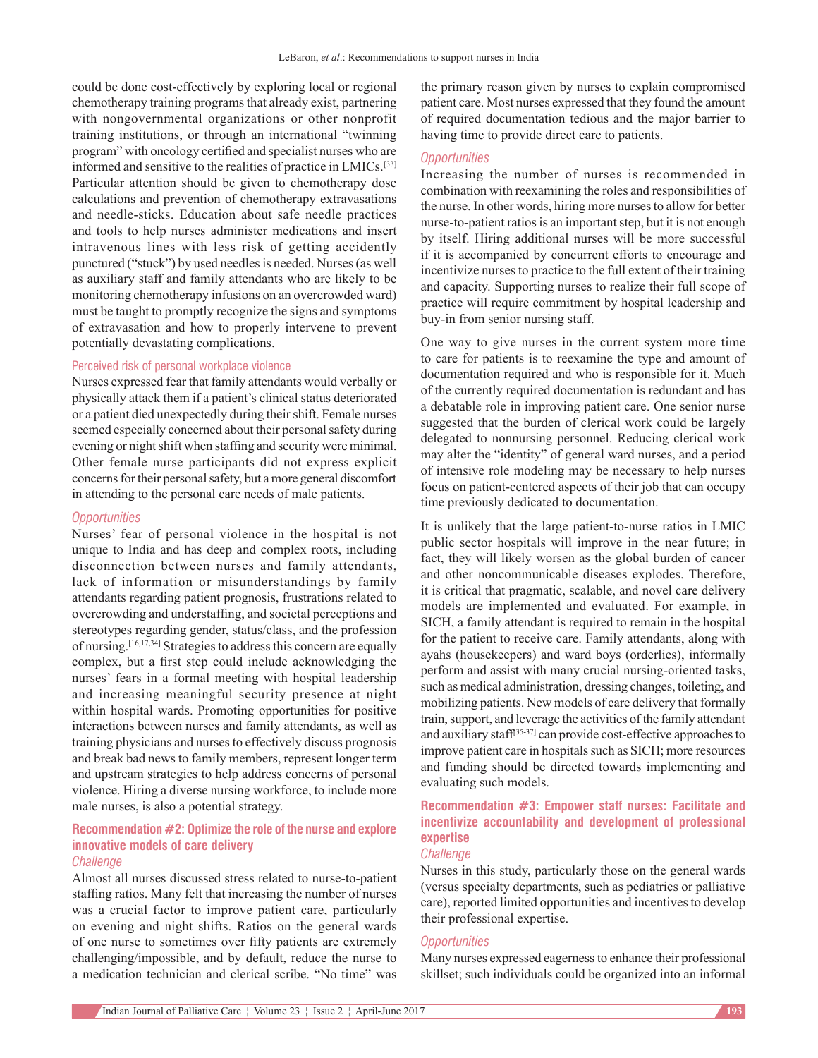could be done cost-effectively by exploring local or regional chemotherapy training programs that already exist, partnering with nongovernmental organizations or other nonprofit training institutions, or through an international "twinning program" with oncology certified and specialist nurses who are informed and sensitive to the realities of practice in LMICs.[33] Particular attention should be given to chemotherapy dose calculations and prevention of chemotherapy extravasations and needle-sticks. Education about safe needle practices and tools to help nurses administer medications and insert intravenous lines with less risk of getting accidently punctured ("stuck") by used needles is needed. Nurses (as well as auxiliary staff and family attendants who are likely to be monitoring chemotherapy infusions on an overcrowded ward) must be taught to promptly recognize the signs and symptoms of extravasation and how to properly intervene to prevent potentially devastating complications.

#### Perceived risk of personal workplace violence

Nurses expressed fear that family attendants would verbally or physically attack them if a patient's clinical status deteriorated or a patient died unexpectedly during their shift. Female nurses seemed especially concerned about their personal safety during evening or night shift when staffing and security were minimal. Other female nurse participants did not express explicit concerns for their personal safety, but a more general discomfort in attending to the personal care needs of male patients.

#### *Opportunities*

Nurses' fear of personal violence in the hospital is not unique to India and has deep and complex roots, including disconnection between nurses and family attendants, lack of information or misunderstandings by family attendants regarding patient prognosis, frustrations related to overcrowding and understaffing, and societal perceptions and stereotypes regarding gender, status/class, and the profession of nursing.[16,17,34] Strategies to address this concern are equally complex, but a first step could include acknowledging the nurses' fears in a formal meeting with hospital leadership and increasing meaningful security presence at night within hospital wards. Promoting opportunities for positive interactions between nurses and family attendants, as well as training physicians and nurses to effectively discuss prognosis and break bad news to family members, represent longer term and upstream strategies to help address concerns of personal violence. Hiring a diverse nursing workforce, to include more male nurses, is also a potential strategy.

### Recommendation #2: Optimize the role of the nurse and explore innovative models of care delivery

#### *Challenge*

Almost all nurses discussed stress related to nurse-to-patient staffing ratios. Many felt that increasing the number of nurses was a crucial factor to improve patient care, particularly on evening and night shifts. Ratios on the general wards of one nurse to sometimes over fifty patients are extremely challenging/impossible, and by default, reduce the nurse to a medication technician and clerical scribe. "No time" was the primary reason given by nurses to explain compromised patient care. Most nurses expressed that they found the amount of required documentation tedious and the major barrier to having time to provide direct care to patients.

#### *Opportunities*

Increasing the number of nurses is recommended in combination with reexamining the roles and responsibilities of the nurse. In other words, hiring more nurses to allow for better nurse-to-patient ratios is an important step, but it is not enough by itself. Hiring additional nurses will be more successful if it is accompanied by concurrent efforts to encourage and incentivize nurses to practice to the full extent of their training and capacity. Supporting nurses to realize their full scope of practice will require commitment by hospital leadership and buy-in from senior nursing staff.

One way to give nurses in the current system more time to care for patients is to reexamine the type and amount of documentation required and who is responsible for it. Much of the currently required documentation is redundant and has a debatable role in improving patient care. One senior nurse suggested that the burden of clerical work could be largely delegated to nonnursing personnel. Reducing clerical work may alter the "identity" of general ward nurses, and a period of intensive role modeling may be necessary to help nurses focus on patient-centered aspects of their job that can occupy time previously dedicated to documentation.

It is unlikely that the large patient-to-nurse ratios in LMIC public sector hospitals will improve in the near future; in fact, they will likely worsen as the global burden of cancer and other noncommunicable diseases explodes. Therefore, it is critical that pragmatic, scalable, and novel care delivery models are implemented and evaluated. For example, in SICH, a family attendant is required to remain in the hospital for the patient to receive care. Family attendants, along with ayahs (housekeepers) and ward boys (orderlies), informally perform and assist with many crucial nursing-oriented tasks, such as medical administration, dressing changes, toileting, and mobilizing patients. New models of care delivery that formally train, support, and leverage the activities of the family attendant and auxiliary staff[35-37] can provide cost-effective approaches to improve patient care in hospitals such as SICH; more resources and funding should be directed towards implementing and evaluating such models.

### Recommendation #3: Empower staff nurses: Facilitate and incentivize accountability and development of professional expertise

#### *Challenge*

Nurses in this study, particularly those on the general wards (versus specialty departments, such as pediatrics or palliative care), reported limited opportunities and incentives to develop their professional expertise.

#### *Opportunities*

Many nurses expressed eagerness to enhance their professional skillset; such individuals could be organized into an informal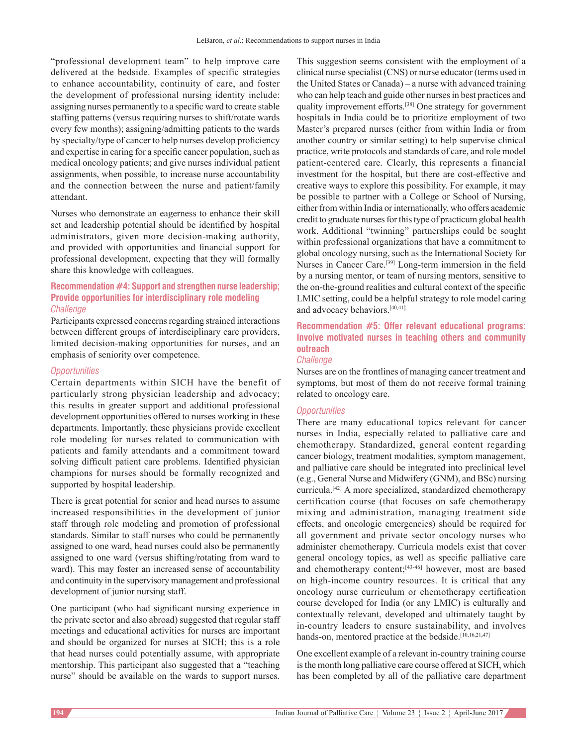"professional development team" to help improve care delivered at the bedside. Examples of specific strategies to enhance accountability, continuity of care, and foster the development of professional nursing identity include: assigning nurses permanently to a specific ward to create stable staffing patterns (versus requiring nurses to shift/rotate wards every few months); assigning/admitting patients to the wards by specialty/type of cancer to help nurses develop proficiency and expertise in caring for a specific cancer population, such as medical oncology patients; and give nurses individual patient assignments, when possible, to increase nurse accountability and the connection between the nurse and patient/family attendant.

Nurses who demonstrate an eagerness to enhance their skill set and leadership potential should be identified by hospital administrators, given more decision-making authority, and provided with opportunities and financial support for professional development, expecting that they will formally share this knowledge with colleagues.

### Recommendation #4: Support and strengthen nurse leadership; Provide opportunities for interdisciplinary role modeling

#### *Challenge*

Participants expressed concerns regarding strained interactions between different groups of interdisciplinary care providers, limited decision-making opportunities for nurses, and an emphasis of seniority over competence.

#### *Opportunities*

Certain departments within SICH have the benefit of particularly strong physician leadership and advocacy; this results in greater support and additional professional development opportunities offered to nurses working in these departments. Importantly, these physicians provide excellent role modeling for nurses related to communication with patients and family attendants and a commitment toward solving difficult patient care problems. Identified physician champions for nurses should be formally recognized and supported by hospital leadership.

There is great potential for senior and head nurses to assume increased responsibilities in the development of junior staff through role modeling and promotion of professional standards. Similar to staff nurses who could be permanently assigned to one ward, head nurses could also be permanently assigned to one ward (versus shifting/rotating from ward to ward). This may foster an increased sense of accountability and continuity in the supervisory management and professional development of junior nursing staff.

One participant (who had significant nursing experience in the private sector and also abroad) suggested that regular staff meetings and educational activities for nurses are important and should be organized for nurses at SICH; this is a role that head nurses could potentially assume, with appropriate mentorship. This participant also suggested that a "teaching nurse" should be available on the wards to support nurses. This suggestion seems consistent with the employment of a clinical nurse specialist (CNS) or nurse educator (terms used in the United States or Canada) – a nurse with advanced training who can help teach and guide other nurses in best practices and quality improvement efforts.[38] One strategy for government hospitals in India could be to prioritize employment of two Master's prepared nurses (either from within India or from another country or similar setting) to help supervise clinical practice, write protocols and standards of care, and role model patient-centered care. Clearly, this represents a financial investment for the hospital, but there are cost-effective and creative ways to explore this possibility. For example, it may be possible to partner with a College or School of Nursing, either from within India or internationally, who offers academic credit to graduate nurses for this type of practicum global health work. Additional "twinning" partnerships could be sought within professional organizations that have a commitment to global oncology nursing, such as the International Society for Nurses in Cancer Care.[39] Long-term immersion in the field by a nursing mentor, or team of nursing mentors, sensitive to the on-the-ground realities and cultural context of the specific LMIC setting, could be a helpful strategy to role model caring and advocacy behaviors.[40,41]

### Recommendation #5: Offer relevant educational programs: Involve motivated nurses in teaching others and community outreach

#### *Challenge*

Nurses are on the frontlines of managing cancer treatment and symptoms, but most of them do not receive formal training related to oncology care.

#### *Opportunities*

There are many educational topics relevant for cancer nurses in India, especially related to palliative care and chemotherapy. Standardized, general content regarding cancer biology, treatment modalities, symptom management, and palliative care should be integrated into preclinical level (e.g., General Nurse and Midwifery (GNM), and BSc) nursing curricula.[42] A more specialized, standardized chemotherapy certification course (that focuses on safe chemotherapy mixing and administration, managing treatment side effects, and oncologic emergencies) should be required for all government and private sector oncology nurses who administer chemotherapy. Curricula models exist that cover general oncology topics, as well as specific palliative care and chemotherapy content;[43-46] however, most are based on high-income country resources. It is critical that any oncology nurse curriculum or chemotherapy certification course developed for India (or any LMIC) is culturally and contextually relevant, developed and ultimately taught by in-country leaders to ensure sustainability, and involves hands-on, mentored practice at the bedside.[10,16,21,47]

One excellent example of a relevant in-country training course is the month long palliative care course offered at SICH, which has been completed by all of the palliative care department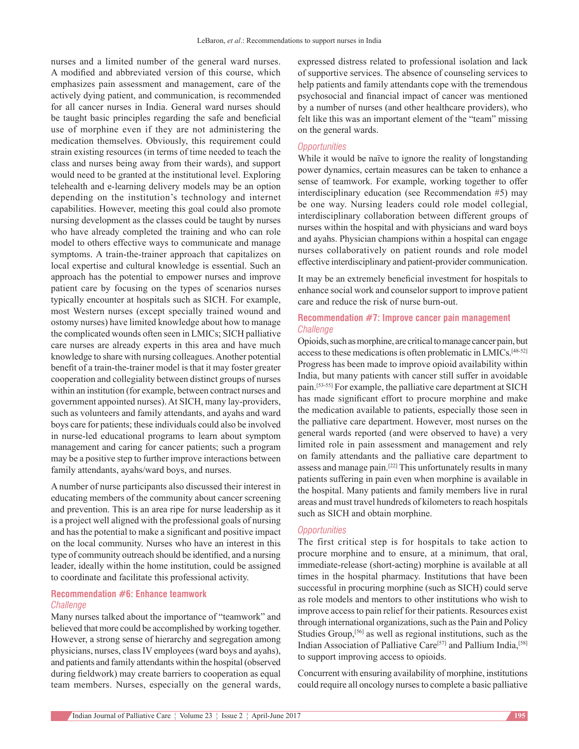nurses and a limited number of the general ward nurses. A modified and abbreviated version of this course, which emphasizes pain assessment and management, care of the actively dying patient, and communication, is recommended for all cancer nurses in India. General ward nurses should be taught basic principles regarding the safe and beneficial use of morphine even if they are not administering the medication themselves. Obviously, this requirement could strain existing resources (in terms of time needed to teach the class and nurses being away from their wards), and support would need to be granted at the institutional level. Exploring telehealth and e-learning delivery models may be an option depending on the institution's technology and internet capabilities. However, meeting this goal could also promote nursing development as the classes could be taught by nurses who have already completed the training and who can role model to others effective ways to communicate and manage symptoms. A train-the-trainer approach that capitalizes on local expertise and cultural knowledge is essential. Such an approach has the potential to empower nurses and improve patient care by focusing on the types of scenarios nurses typically encounter at hospitals such as SICH. For example, most Western nurses (except specially trained wound and ostomy nurses) have limited knowledge about how to manage the complicated wounds often seen in LMICs; SICH palliative care nurses are already experts in this area and have much knowledge to share with nursing colleagues. Another potential benefit of a train-the-trainer model is that it may foster greater cooperation and collegiality between distinct groups of nurses within an institution (for example, between contract nurses and government appointed nurses). At SICH, many lay-providers, such as volunteers and family attendants, and ayahs and ward boys care for patients; these individuals could also be involved in nurse-led educational programs to learn about symptom management and caring for cancer patients; such a program may be a positive step to further improve interactions between family attendants, ayahs/ward boys, and nurses.

A number of nurse participants also discussed their interest in educating members of the community about cancer screening and prevention. This is an area ripe for nurse leadership as it is a project well aligned with the professional goals of nursing and has the potential to make a significant and positive impact on the local community. Nurses who have an interest in this type of community outreach should be identified, and a nursing leader, ideally within the home institution, could be assigned to coordinate and facilitate this professional activity.

### Recommendation #6: Enhance teamwork

#### *Challenge*

Many nurses talked about the importance of "teamwork" and believed that more could be accomplished by working together. However, a strong sense of hierarchy and segregation among physicians, nurses, class IV employees (ward boys and ayahs), and patients and family attendants within the hospital (observed during fieldwork) may create barriers to cooperation as equal team members. Nurses, especially on the general wards, expressed distress related to professional isolation and lack of supportive services. The absence of counseling services to help patients and family attendants cope with the tremendous psychosocial and financial impact of cancer was mentioned by a number of nurses (and other healthcare providers), who felt like this was an important element of the "team" missing on the general wards.

#### *Opportunities*

While it would be naïve to ignore the reality of longstanding power dynamics, certain measures can be taken to enhance a sense of teamwork. For example, working together to offer interdisciplinary education (see Recommendation #5) may be one way. Nursing leaders could role model collegial, interdisciplinary collaboration between different groups of nurses within the hospital and with physicians and ward boys and ayahs. Physician champions within a hospital can engage nurses collaboratively on patient rounds and role model effective interdisciplinary and patient-provider communication.

It may be an extremely beneficial investment for hospitals to enhance social work and counselor support to improve patient care and reduce the risk of nurse burn-out.

### Recommendation #7: Improve cancer pain management

#### *Challenge*

Opioids, such as morphine, are critical to manage cancer pain, but access to these medications is often problematic in LMICs.[48-52] Progress has been made to improve opioid availability within India, but many patients with cancer still suffer in avoidable pain.[53-55] For example, the palliative care department at SICH has made significant effort to procure morphine and make the medication available to patients, especially those seen in the palliative care department. However, most nurses on the general wards reported (and were observed to have) a very limited role in pain assessment and management and rely on family attendants and the palliative care department to assess and manage pain.[22] This unfortunately results in many patients suffering in pain even when morphine is available in the hospital. Many patients and family members live in rural areas and must travel hundreds of kilometers to reach hospitals such as SICH and obtain morphine.

#### *Opportunities*

The first critical step is for hospitals to take action to procure morphine and to ensure, at a minimum, that oral, immediate-release (short-acting) morphine is available at all times in the hospital pharmacy. Institutions that have been successful in procuring morphine (such as SICH) could serve as role models and mentors to other institutions who wish to improve access to pain relief for their patients. Resources exist through international organizations, such as the Pain and Policy Studies Group,[56] as well as regional institutions, such as the Indian Association of Palliative Care[57] and Pallium India,[58] to support improving access to opioids.

Concurrent with ensuring availability of morphine, institutions could require all oncology nurses to complete a basic palliative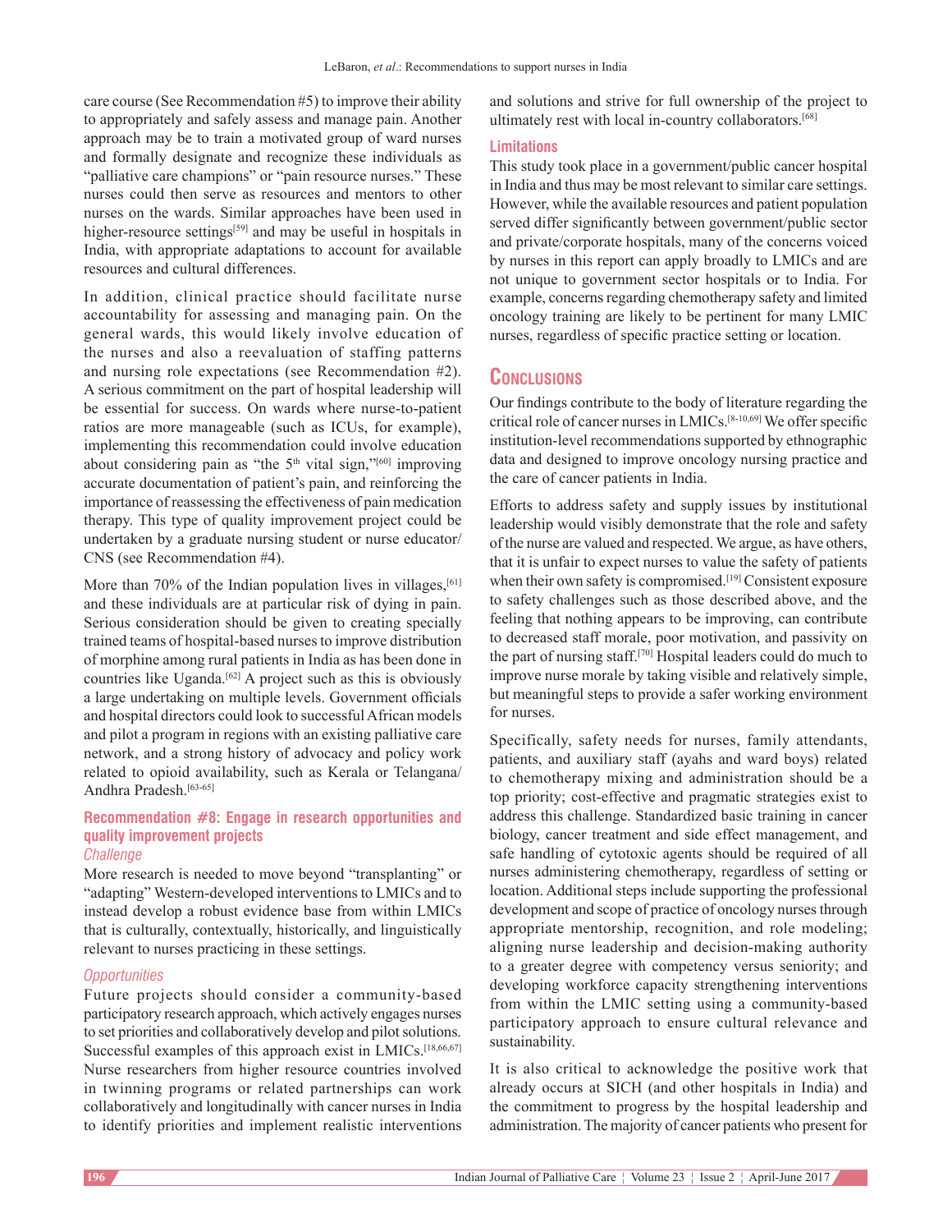care course (See Recommendation #5) to improve their ability to appropriately and safely assess and manage pain. Another approach may be to train a motivated group of ward nurses and formally designate and recognize these individuals as "palliative care champions" or "pain resource nurses." These nurses could then serve as resources and mentors to other nurses on the wards. Similar approaches have been used in higher-resource settings[59] and may be useful in hospitals in India, with appropriate adaptations to account for available resources and cultural differences.

In addition, clinical practice should facilitate nurse accountability for assessing and managing pain. On the general wards, this would likely involve education of the nurses and also a reevaluation of staffing patterns and nursing role expectations (see Recommendation #2). A serious commitment on the part of hospital leadership will be essential for success. On wards where nurse-to-patient ratios are more manageable (such as ICUs, for example), implementing this recommendation could involve education about considering pain as "the 5th vital sign,"[60] improving accurate documentation of patient's pain, and reinforcing the importance of reassessing the effectiveness of pain medication therapy. This type of quality improvement project could be undertaken by a graduate nursing student or nurse educator/CNS (see Recommendation #4).

More than 70% of the Indian population lives in villages,[61] and these individuals are at particular risk of dying in pain. Serious consideration should be given to creating specially trained teams of hospital-based nurses to improve distribution of morphine among rural patients in India as has been done in countries like Uganda.[62] A project such as this is obviously a large undertaking on multiple levels. Government officials and hospital directors could look to successful African models and pilot a program in regions with an existing palliative care network, and a strong history of advocacy and policy work related to opioid availability, such as Kerala or Telangana/Andhra Pradesh.[63-65]

### Recommendation #8: Engage in research opportunities and quality improvement projects

*Challenge*

More research is needed to move beyond "transplanting" or "adapting" Western-developed interventions to LMICs and to instead develop a robust evidence base from within LMICs that is culturally, contextually, historically, and linguistically relevant to nurses practicing in these settings.

*Opportunities*

Future projects should consider a community-based participatory research approach, which actively engages nurses to set priorities and collaboratively develop and pilot solutions. Successful examples of this approach exist in LMICs.[18,66,67] Nurse researchers from higher resource countries involved in twinning programs or related partnerships can work collaboratively and longitudinally with cancer nurses in India to identify priorities and implement realistic interventions and solutions and strive for full ownership of the project to ultimately rest with local in-country collaborators.[68]

### Limitations

This study took place in a government/public cancer hospital in India and thus may be most relevant to similar care settings. However, while the available resources and patient population served differ significantly between government/public sector and private/corporate hospitals, many of the concerns voiced by nurses in this report can apply broadly to LMICs and are not unique to government sector hospitals or to India. For example, concerns regarding chemotherapy safety and limited oncology training are likely to be pertinent for many LMIC nurses, regardless of specific practice setting or location.

## Conclusions

Our findings contribute to the body of literature regarding the critical role of cancer nurses in LMICs.[8-10,69] We offer specific institution-level recommendations supported by ethnographic data and designed to improve oncology nursing practice and the care of cancer patients in India.

Efforts to address safety and supply issues by institutional leadership would visibly demonstrate that the role and safety of the nurse are valued and respected. We argue, as have others, that it is unfair to expect nurses to value the safety of patients when their own safety is compromised.[19] Consistent exposure to safety challenges such as those described above, and the feeling that nothing appears to be improving, can contribute to decreased staff morale, poor motivation, and passivity on the part of nursing staff.[70] Hospital leaders could do much to improve nurse morale by taking visible and relatively simple, but meaningful steps to provide a safer working environment for nurses.

Specifically, safety needs for nurses, family attendants, patients, and auxiliary staff (ayahs and ward boys) related to chemotherapy mixing and administration should be a top priority; cost-effective and pragmatic strategies exist to address this challenge. Standardized basic training in cancer biology, cancer treatment and side effect management, and safe handling of cytotoxic agents should be required of all nurses administering chemotherapy, regardless of setting or location. Additional steps include supporting the professional development and scope of practice of oncology nurses through appropriate mentorship, recognition, and role modeling; aligning nurse leadership and decision-making authority to a greater degree with competency versus seniority; and developing workforce capacity strengthening interventions from within the LMIC setting using a community-based participatory approach to ensure cultural relevance and sustainability.

It is also critical to acknowledge the positive work that already occurs at SICH (and other hospitals in India) and the commitment to progress by the hospital leadership and administration. The majority of cancer patients who present for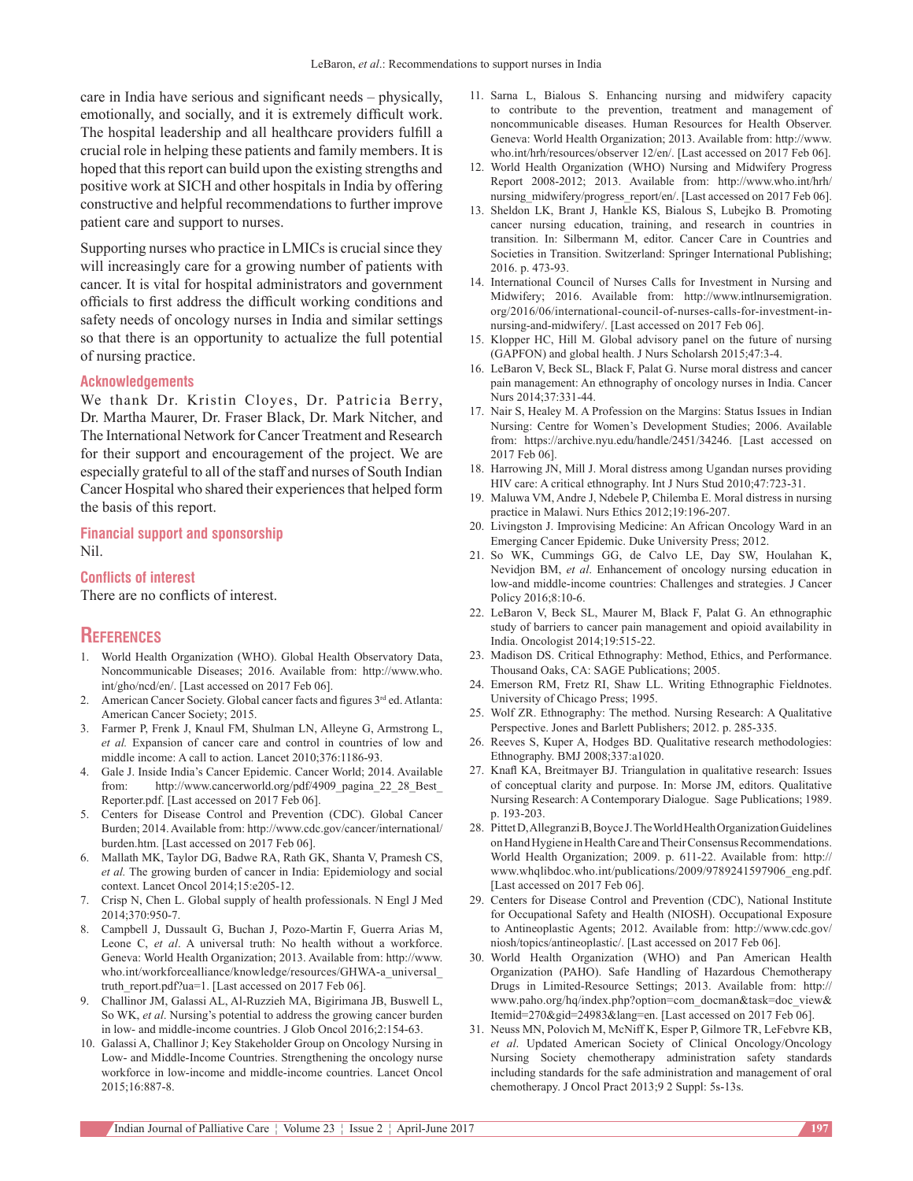care in India have serious and significant needs – physically, emotionally, and socially, and it is extremely difficult work. The hospital leadership and all healthcare providers fulfill a crucial role in helping these patients and family members. It is hoped that this report can build upon the existing strengths and positive work at SICH and other hospitals in India by offering constructive and helpful recommendations to further improve patient care and support to nurses.

Supporting nurses who practice in LMICs is crucial since they will increasingly care for a growing number of patients with cancer. It is vital for hospital administrators and government officials to first address the difficult working conditions and safety needs of oncology nurses in India and similar settings so that there is an opportunity to actualize the full potential of nursing practice.

## Acknowledgements

We thank Dr. Kristin Cloyes, Dr. Patricia Berry, Dr. Martha Maurer, Dr. Fraser Black, Dr. Mark Nitcher, and The International Network for Cancer Treatment and Research for their support and encouragement of the project. We are especially grateful to all of the staff and nurses of South Indian Cancer Hospital who shared their experiences that helped form the basis of this report.

## Financial support and sponsorship

Nil.

## Conflicts of interest

There are no conflicts of interest.

# References

1. World Health Organization (WHO). Global Health Observatory Data, Noncommunicable Diseases; 2016. Available from: http://www.who.int/gho/ncd/en/. [Last accessed on 2017 Feb 06].
2. American Cancer Society. Global cancer facts and figures 3rd ed. Atlanta: American Cancer Society; 2015.
3. Farmer P, Frenk J, Knaul FM, Shulman LN, Alleyne G, Armstrong L, *et al.* Expansion of cancer care and control in countries of low and middle income: A call to action. Lancet 2010;376:1186-93.
4. Gale J. Inside India's Cancer Epidemic. Cancer World; 2014. Available from: http://www.cancerworld.org/pdf/4909_pagina_22_28_Best_Reporter.pdf. [Last accessed on 2017 Feb 06].
5. Centers for Disease Control and Prevention (CDC). Global Cancer Burden; 2014. Available from: http://www.cdc.gov/cancer/international/burden.htm. [Last accessed on 2017 Feb 06].
6. Mallath MK, Taylor DG, Badwe RA, Rath GK, Shanta V, Pramesh CS, *et al.* The growing burden of cancer in India: Epidemiology and social context. Lancet Oncol 2014;15:e205-12.
7. Crisp N, Chen L. Global supply of health professionals. N Engl J Med 2014;370:950-7.
8. Campbell J, Dussault G, Buchan J, Pozo-Martin F, Guerra Arias M, Leone C, *et al*. A universal truth: No health without a workforce. Geneva: World Health Organization; 2013. Available from: http://www.who.int/workforcealliance/knowledge/resources/GHWA-a_universal_truth_report.pdf?ua=1. [Last accessed on 2017 Feb 06].
9. Challinor JM, Galassi AL, Al-Ruzzieh MA, Bigirimana JB, Buswell L, So WK, *et al*. Nursing's potential to address the growing cancer burden in low- and middle-income countries. J Glob Oncol 2016;2:154-63.
10. Galassi A, Challinor J; Key Stakeholder Group on Oncology Nursing in Low- and Middle-Income Countries. Strengthening the oncology nurse workforce in low-income and middle-income countries. Lancet Oncol 2015;16:887-8.
11. Sarna L, Bialous S. Enhancing nursing and midwifery capacity to contribute to the prevention, treatment and management of noncommunicable diseases. Human Resources for Health Observer. Geneva: World Health Organization; 2013. Available from: http://www.who.int/hrh/resources/observer 12/en/. [Last accessed on 2017 Feb 06].
12. World Health Organization (WHO) Nursing and Midwifery Progress Report 2008-2012; 2013. Available from: http://www.who.int/hrh/nursing_midwifery/progress_report/en/. [Last accessed on 2017 Feb 06].
13. Sheldon LK, Brant J, Hankle KS, Bialous S, Lubejko B. Promoting cancer nursing education, training, and research in countries in transition. In: Silbermann M, editor. Cancer Care in Countries and Societies in Transition. Switzerland: Springer International Publishing; 2016. p. 473-93.
14. International Council of Nurses Calls for Investment in Nursing and Midwifery; 2016. Available from: http://www.intlnursemigration.org/2016/06/international-council-of-nurses-calls-for-investment-in-nursing-and-midwifery/. [Last accessed on 2017 Feb 06].
15. Klopper HC, Hill M. Global advisory panel on the future of nursing (GAPFON) and global health. J Nurs Scholarsh 2015;47:3-4.
16. LeBaron V, Beck SL, Black F, Palat G. Nurse moral distress and cancer pain management: An ethnography of oncology nurses in India. Cancer Nurs 2014;37:331-44.
17. Nair S, Healey M. A Profession on the Margins: Status Issues in Indian Nursing: Centre for Women's Development Studies; 2006. Available from: https://archive.nyu.edu/handle/2451/34246. [Last accessed on 2017 Feb 06].
18. Harrowing JN, Mill J. Moral distress among Ugandan nurses providing HIV care: A critical ethnography. Int J Nurs Stud 2010;47:723-31.
19. Maluwa VM, Andre J, Ndebele P, Chilemba E. Moral distress in nursing practice in Malawi. Nurs Ethics 2012;19:196-207.
20. Livingston J. Improvising Medicine: An African Oncology Ward in an Emerging Cancer Epidemic. Duke University Press; 2012.
21. So WK, Cummings GG, de Calvo LE, Day SW, Houlahan K, Nevidjon BM, *et al*. Enhancement of oncology nursing education in low-and middle-income countries: Challenges and strategies. J Cancer Policy 2016;8:10-6.
22. LeBaron V, Beck SL, Maurer M, Black F, Palat G. An ethnographic study of barriers to cancer pain management and opioid availability in India. Oncologist 2014;19:515-22.
23. Madison DS. Critical Ethnography: Method, Ethics, and Performance. Thousand Oaks, CA: SAGE Publications; 2005.
24. Emerson RM, Fretz RI, Shaw LL. Writing Ethnographic Fieldnotes. University of Chicago Press; 1995.
25. Wolf ZR. Ethnography: The method. Nursing Research: A Qualitative Perspective. Jones and Barlett Publishers; 2012. p. 285-335.
26. Reeves S, Kuper A, Hodges BD. Qualitative research methodologies: Ethnography. BMJ 2008;337:a1020.
27. Knafl KA, Breitmayer BJ. Triangulation in qualitative research: Issues of conceptual clarity and purpose. In: Morse JM, editors. Qualitative Nursing Research: A Contemporary Dialogue. Sage Publications; 1989. p. 193-203.
28. Pittet D, Allegranzi B, Boyce J. The World Health Organization Guidelines on Hand Hygiene in Health Care and Their Consensus Recommendations. World Health Organization; 2009. p. 611-22. Available from: http://www.whqlibdoc.who.int/publications/2009/9789241597906_eng.pdf. [Last accessed on 2017 Feb 06].
29. Centers for Disease Control and Prevention (CDC), National Institute for Occupational Safety and Health (NIOSH). Occupational Exposure to Antineoplastic Agents; 2012. Available from: http://www.cdc.gov/niosh/topics/antineoplastic/. [Last accessed on 2017 Feb 06].
30. World Health Organization (WHO) and Pan American Health Organization (PAHO). Safe Handling of Hazardous Chemotherapy Drugs in Limited-Resource Settings; 2013. Available from: http://www.paho.org/hq/index.php?option=com_docman&task=doc_view&Itemid=270&gid=24983&lang=en. [Last accessed on 2017 Feb 06].
31. Neuss MN, Polovich M, McNiff K, Esper P, Gilmore TR, LeFebvre KB, *et al*. Updated American Society of Clinical Oncology/Oncology Nursing Society chemotherapy administration safety standards including standards for the safe administration and management of oral chemotherapy. J Oncol Pract 2013;9 2 Suppl: 5s-13s.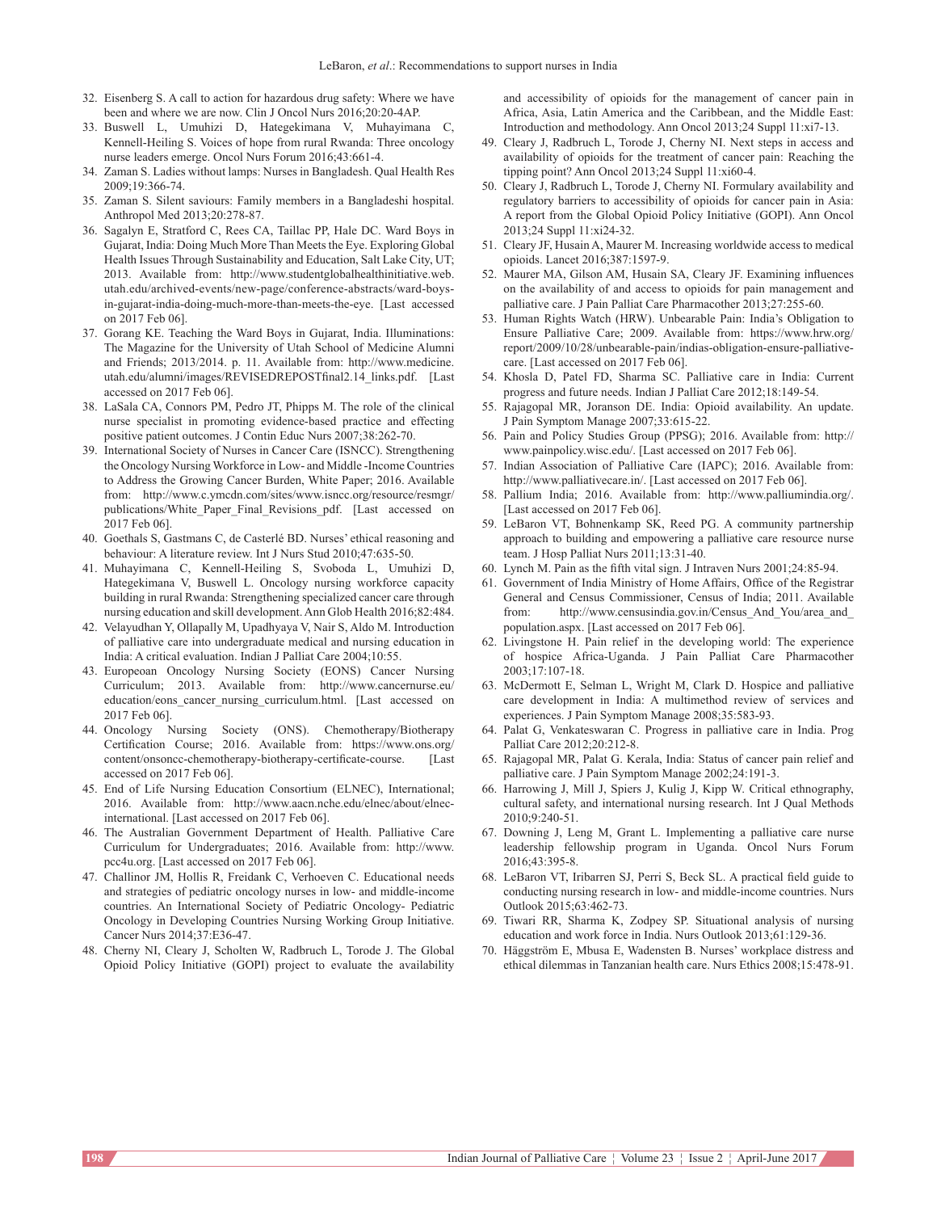32. Eisenberg S. A call to action for hazardous drug safety: Where we have been and where we are now. Clin J Oncol Nurs 2016;20:20-4AP.
33. Buswell L, Umuhizi D, Hategekimana V, Muhayimana C, Kennell-Heiling S. Voices of hope from rural Rwanda: Three oncology nurse leaders emerge. Oncol Nurs Forum 2016;43:661-4.
34. Zaman S. Ladies without lamps: Nurses in Bangladesh. Qual Health Res 2009;19:366-74.
35. Zaman S. Silent saviours: Family members in a Bangladeshi hospital. Anthropol Med 2013;20:278-87.
36. Sagalyn E, Stratford C, Rees CA, Taillac PP, Hale DC. Ward Boys in Gujarat, India: Doing Much More Than Meets the Eye. Exploring Global Health Issues Through Sustainability and Education, Salt Lake City, UT; 2013. Available from: http://www.studentglobalhealthinitiative.web.utah.edu/archived-events/new-page/conference-abstracts/ward-boys-in-gujarat-india-doing-much-more-than-meets-the-eye. [Last accessed on 2017 Feb 06].
37. Gorang KE. Teaching the Ward Boys in Gujarat, India. Illuminations: The Magazine for the University of Utah School of Medicine Alumni and Friends; 2013/2014. p. 11. Available from: http://www.medicine.utah.edu/alumni/images/REVISEDREPOSTfinal2.14_links.pdf. [Last accessed on 2017 Feb 06].
38. LaSala CA, Connors PM, Pedro JT, Phipps M. The role of the clinical nurse specialist in promoting evidence-based practice and effecting positive patient outcomes. J Contin Educ Nurs 2007;38:262-70.
39. International Society of Nurses in Cancer Care (ISNCC). Strengthening the Oncology Nursing Workforce in Low- and Middle -Income Countries to Address the Growing Cancer Burden, White Paper; 2016. Available from: http://www.c.ymcdn.com/sites/www.isncc.org/resource/resmgr/publications/White_Paper_Final_Revisions_pdf. [Last accessed on 2017 Feb 06].
40. Goethals S, Gastmans C, de Casterlé BD. Nurses' ethical reasoning and behaviour: A literature review. Int J Nurs Stud 2010;47:635-50.
41. Muhayimana C, Kennell-Heiling S, Svoboda L, Umuhizi D, Hategekimana V, Buswell L. Oncology nursing workforce capacity building in rural Rwanda: Strengthening specialized cancer care through nursing education and skill development. Ann Glob Health 2016;82:484.
42. Velayudhan Y, Ollapally M, Upadhyaya V, Nair S, Aldo M. Introduction of palliative care into undergraduate medical and nursing education in India: A critical evaluation. Indian J Palliat Care 2004;10:55.
43. Europeoan Oncology Nursing Society (EONS) Cancer Nursing Curriculum; 2013. Available from: http://www.cancernurse.eu/education/eons_cancer_nursing_curriculum.html. [Last accessed on 2017 Feb 06].
44. Oncology Nursing Society (ONS). Chemotherapy/Biotherapy Certification Course; 2016. Available from: https://www.ons.org/content/onsoncc-chemotherapy-biotherapy-certificate-course. [Last accessed on 2017 Feb 06].
45. End of Life Nursing Education Consortium (ELNEC), International; 2016. Available from: http://www.aacn.nche.edu/elnec/about/elnec-international. [Last accessed on 2017 Feb 06].
46. The Australian Government Department of Health. Palliative Care Curriculum for Undergraduates; 2016. Available from: http://www.pcc4u.org. [Last accessed on 2017 Feb 06].
47. Challinor JM, Hollis R, Freidank C, Verhoeven C. Educational needs and strategies of pediatric oncology nurses in low- and middle-income countries. An International Society of Pediatric Oncology- Pediatric Oncology in Developing Countries Nursing Working Group Initiative. Cancer Nurs 2014;37:E36-47.
48. Cherny NI, Cleary J, Scholten W, Radbruch L, Torode J. The Global Opioid Policy Initiative (GOPI) project to evaluate the availability and accessibility of opioids for the management of cancer pain in Africa, Asia, Latin America and the Caribbean, and the Middle East: Introduction and methodology. Ann Oncol 2013;24 Suppl 11:xi7-13.
49. Cleary J, Radbruch L, Torode J, Cherny NI. Next steps in access and availability of opioids for the treatment of cancer pain: Reaching the tipping point? Ann Oncol 2013;24 Suppl 11:xi60-4.
50. Cleary J, Radbruch L, Torode J, Cherny NI. Formulary availability and regulatory barriers to accessibility of opioids for cancer pain in Asia: A report from the Global Opioid Policy Initiative (GOPI). Ann Oncol 2013;24 Suppl 11:xi24-32.
51. Cleary JF, Husain A, Maurer M. Increasing worldwide access to medical opioids. Lancet 2016;387:1597-9.
52. Maurer MA, Gilson AM, Husain SA, Cleary JF. Examining influences on the availability of and access to opioids for pain management and palliative care. J Pain Palliat Care Pharmacother 2013;27:255-60.
53. Human Rights Watch (HRW). Unbearable Pain: India's Obligation to Ensure Palliative Care; 2009. Available from: https://www.hrw.org/report/2009/10/28/unbearable-pain/indias-obligation-ensure-palliative-care. [Last accessed on 2017 Feb 06].
54. Khosla D, Patel FD, Sharma SC. Palliative care in India: Current progress and future needs. Indian J Palliat Care 2012;18:149-54.
55. Rajagopal MR, Joranson DE. India: Opioid availability. An update. J Pain Symptom Manage 2007;33:615-22.
56. Pain and Policy Studies Group (PPSG); 2016. Available from: http://www.painpolicy.wisc.edu/. [Last accessed on 2017 Feb 06].
57. Indian Association of Palliative Care (IAPC); 2016. Available from: http://www.palliativecare.in/. [Last accessed on 2017 Feb 06].
58. Pallium India; 2016. Available from: http://www.palliumindia.org/. [Last accessed on 2017 Feb 06].
59. LeBaron VT, Bohnenkamp SK, Reed PG. A community partnership approach to building and empowering a palliative care resource nurse team. J Hosp Palliat Nurs 2011;13:31-40.
60. Lynch M. Pain as the fifth vital sign. J Intraven Nurs 2001;24:85-94.
61. Government of India Ministry of Home Affairs, Office of the Registrar General and Census Commissioner, Census of India; 2011. Available from: http://www.censusindia.gov.in/Census_And_You/area_and_population.aspx. [Last accessed on 2017 Feb 06].
62. Livingstone H. Pain relief in the developing world: The experience of hospice Africa-Uganda. J Pain Palliat Care Pharmacother 2003;17:107-18.
63. McDermott E, Selman L, Wright M, Clark D. Hospice and palliative care development in India: A multimethod review of services and experiences. J Pain Symptom Manage 2008;35:583-93.
64. Palat G, Venkateswaran C. Progress in palliative care in India. Prog Palliat Care 2012;20:212-8.
65. Rajagopal MR, Palat G. Kerala, India: Status of cancer pain relief and palliative care. J Pain Symptom Manage 2002;24:191-3.
66. Harrowing J, Mill J, Spiers J, Kulig J, Kipp W. Critical ethnography, cultural safety, and international nursing research. Int J Qual Methods 2010;9:240-51.
67. Downing J, Leng M, Grant L. Implementing a palliative care nurse leadership fellowship program in Uganda. Oncol Nurs Forum 2016;43:395-8.
68. LeBaron VT, Iribarren SJ, Perri S, Beck SL. A practical field guide to conducting nursing research in low- and middle-income countries. Nurs Outlook 2015;63:462-73.
69. Tiwari RR, Sharma K, Zodpey SP. Situational analysis of nursing education and work force in India. Nurs Outlook 2013;61:129-36.
70. Häggström E, Mbusa E, Wadensten B. Nurses' workplace distress and ethical dilemmas in Tanzanian health care. Nurs Ethics 2008;15:478-91.